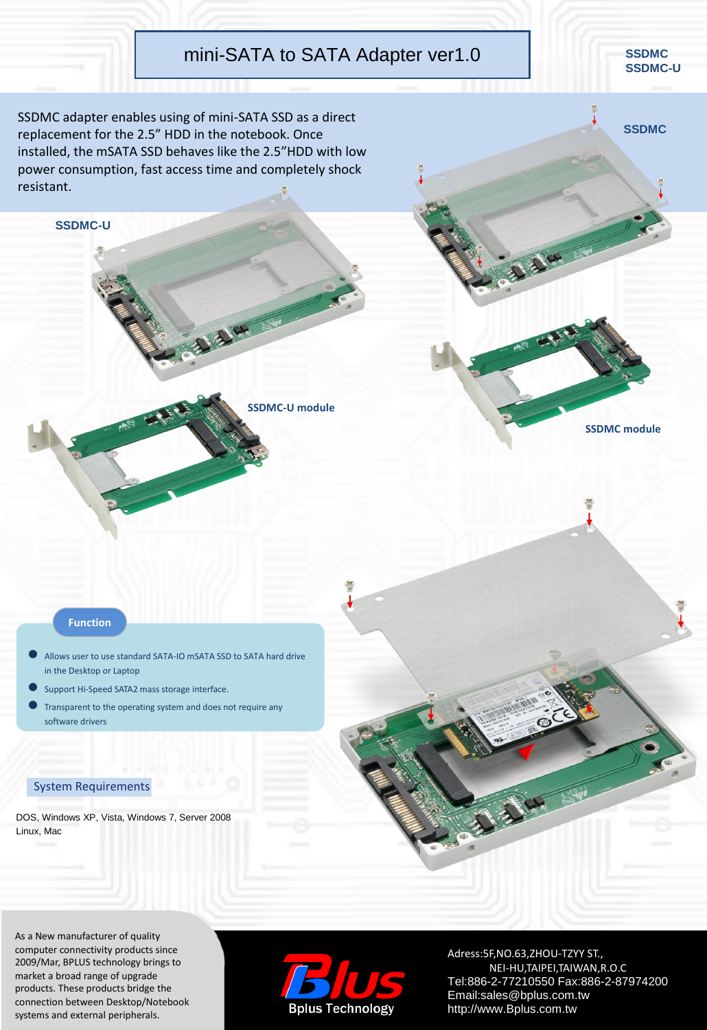# mini-SATA to SATA Adapter ver1.0

SSDMC
SSDMC-U

SSDMC adapter enables using of mini-SATA SSD as a direct replacement for the 2.5" HDD in the notebook. Once installed, the mSATA SSD behaves like the 2.5"HDD with low power consumption, fast access time and completely shock resistant.

SSDMC

SSDMC-U

SSDMC-U module

SSDMC module

## Function

- Allows user to use standard SATA-IO mSATA SSD to SATA hard drive in the Desktop or Laptop
- Support Hi-Speed SATA2 mass storage interface.
- Transparent to the operating system and does not require any software drivers

## System Requirements

DOS, Windows XP, Vista, Windows 7, Server 2008
Linux, Mac

As a New manufacturer of quality computer connectivity products since 2009/Mar, BPLUS technology brings to market a broad range of upgrade products. These products bridge the connection between Desktop/Notebook systems and external peripherals.

Bplus Technology

Adress:5F,NO.63,ZHOU-TZYY ST.,
NEI-HU,TAIPEI,TAIWAN,R.O.C
Tel:886-2-77210550 Fax:886-2-87974200
Email:sales@bplus.com.tw
http://www.Bplus.com.tw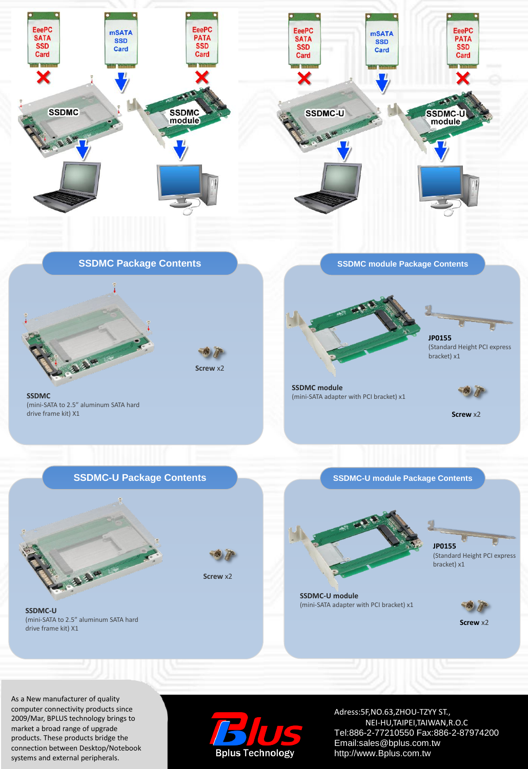EeePC SATA SSD Card

mSATA SSD Card

EeePC PATA SSD Card

SSDMC

SSDMC module

EeePC SATA SSD Card

mSATA SSD Card

EeePC PATA SSD Card

SSDMC-U

SSDMC-U module

## SSDMC Package Contents

**SSDMC**
(mini-SATA to 2.5" aluminum SATA hard drive frame kit) X1

**Screw** x2

## SSDMC module Package Contents

**SSDMC module**
(mini-SATA adapter with PCI bracket) x1

**JP0155**
(Standard Height PCI express bracket) x1

**Screw** x2

## SSDMC-U Package Contents

**SSDMC-U**
(mini-SATA to 2.5" aluminum SATA hard drive frame kit) X1

**Screw** x2

## SSDMC-U module Package Contents

**SSDMC-U module**
(mini-SATA adapter with PCI bracket) x1

**JP0155**
(Standard Height PCI express bracket) x1

**Screw** x2

As a New manufacturer of quality computer connectivity products since 2009/Mar, BPLUS technology brings to market a broad range of upgrade products. These products bridge the connection between Desktop/Notebook systems and external peripherals.

Bplus Technology

Adress:5F,NO.63,ZHOU-TZYY ST., NEI-HU,TAIPEI,TAIWAN,R.O.C
Tel:886-2-77210550 Fax:886-2-87974200
Email:sales@bplus.com.tw
http://www.Bplus.com.tw